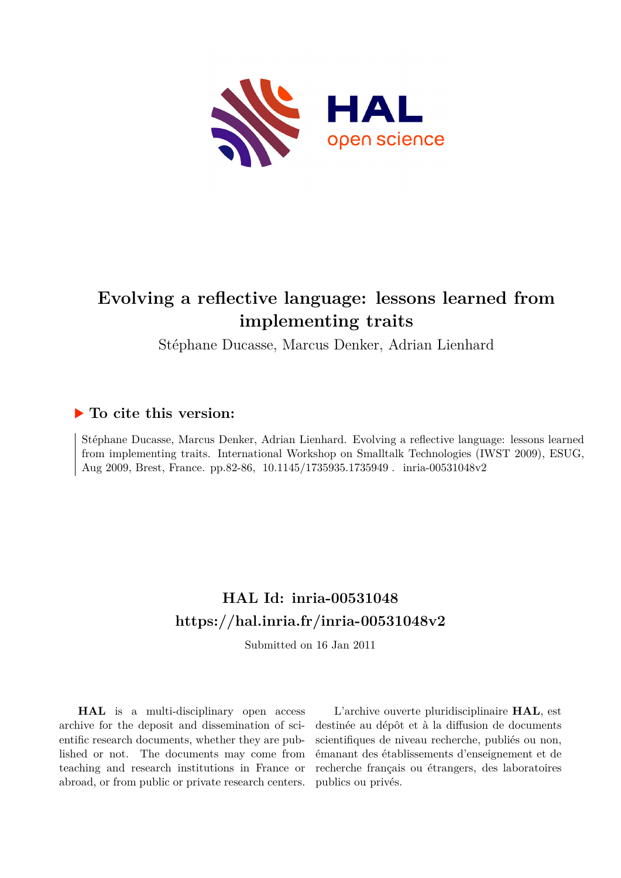# Evolving a reflective language: lessons learned from implementing traits

Stéphane Ducasse, Marcus Denker, Adrian Lienhard

## ► To cite this version:

Stéphane Ducasse, Marcus Denker, Adrian Lienhard. Evolving a reflective language: lessons learned from implementing traits. International Workshop on Smalltalk Technologies (IWST 2009), ESUG, Aug 2009, Brest, France. pp.82-86, 10.1145/1735935.1735949 . inria-00531048v2

## HAL Id: inria-00531048
## https://hal.inria.fr/inria-00531048v2

Submitted on 16 Jan 2011

**HAL** is a multi-disciplinary open access archive for the deposit and dissemination of scientific research documents, whether they are published or not. The documents may come from teaching and research institutions in France or abroad, or from public or private research centers.

L'archive ouverte pluridisciplinaire **HAL**, est destinée au dépôt et à la diffusion de documents scientifiques de niveau recherche, publiés ou non, émanant des établissements d'enseignement et de recherche français ou étrangers, des laboratoires publics ou privés.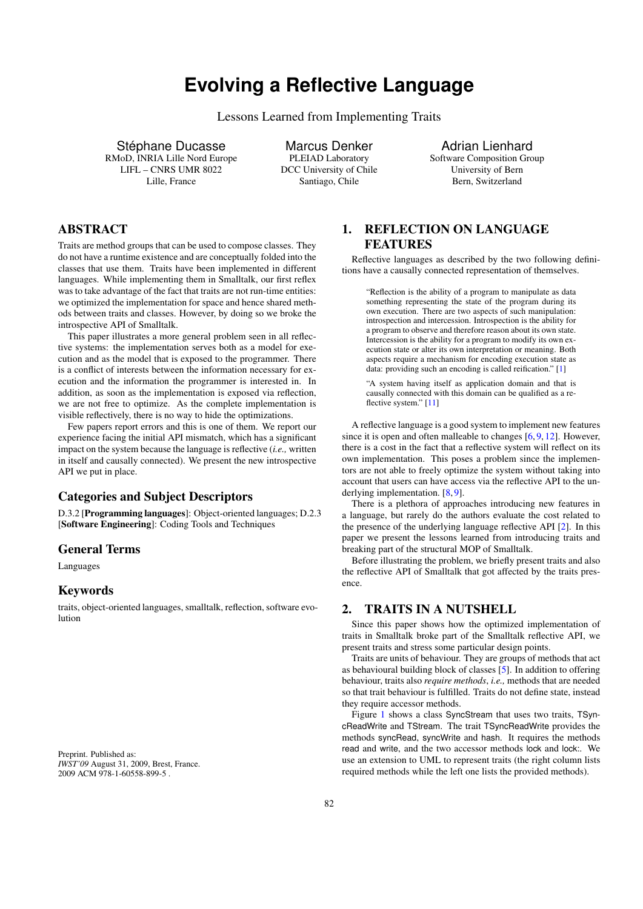# Evolving a Reflective Language

Lessons Learned from Implementing Traits

Stéphane Ducasse
RMoD, INRIA Lille Nord Europe
LIFL – CNRS UMR 8022
Lille, France

Marcus Denker
PLEIAD Laboratory
DCC University of Chile
Santiago, Chile

Adrian Lienhard
Software Composition Group
University of Bern
Bern, Switzerland

## ABSTRACT

Traits are method groups that can be used to compose classes. They do not have a runtime existence and are conceptually folded into the classes that use them. Traits have been implemented in different languages. While implementing them in Smalltalk, our first reflex was to take advantage of the fact that traits are not run-time entities: we optimized the implementation for space and hence shared methods between traits and classes. However, by doing so we broke the introspective API of Smalltalk.

This paper illustrates a more general problem seen in all reflective systems: the implementation serves both as a model for execution and as the model that is exposed to the programmer. There is a conflict of interests between the information necessary for execution and the information the programmer is interested in. In addition, as soon as the implementation is exposed via reflection, we are not free to optimize. As the complete implementation is visible reflectively, there is no way to hide the optimizations.

Few papers report errors and this is one of them. We report our experience facing the initial API mismatch, which has a significant impact on the system because the language is reflective (*i.e.,* written in itself and causally connected). We present the new introspective API we put in place.

### Categories and Subject Descriptors

D.3.2 [**Programming languages**]: Object-oriented languages; D.2.3 [**Software Engineering**]: Coding Tools and Techniques

### General Terms

Languages

### Keywords

traits, object-oriented languages, smalltalk, reflection, software evolution

Preprint. Published as:
*IWST'09* August 31, 2009, Brest, France.
2009 ACM 978-1-60558-899-5 .

## 1. REFLECTION ON LANGUAGE FEATURES

Reflective languages as described by the two following definitions have a causally connected representation of themselves.

> "Reflection is the ability of a program to manipulate as data something representing the state of the program during its own execution. There are two aspects of such manipulation: introspection and intercession. Introspection is the ability for a program to observe and therefore reason about its own state. Intercession is the ability for a program to modify its own execution state or alter its own interpretation or meaning. Both aspects require a mechanism for encoding execution state as data: providing such an encoding is called reification." [1]

> "A system having itself as application domain and that is causally connected with this domain can be qualified as a reflective system." [11]

A reflective language is a good system to implement new features since it is open and often malleable to changes [6, 9, 12]. However, there is a cost in the fact that a reflective system will reflect on its own implementation. This poses a problem since the implementors are not able to freely optimize the system without taking into account that users can have access via the reflective API to the underlying implementation. [8, 9].

There is a plethora of approaches introducing new features in a language, but rarely do the authors evaluate the cost related to the presence of the underlying language reflective API [2]. In this paper we present the lessons learned from introducing traits and breaking part of the structural MOP of Smalltalk.

Before illustrating the problem, we briefly present traits and also the reflective API of Smalltalk that got affected by the traits presence.

## 2. TRAITS IN A NUTSHELL

Since this paper shows how the optimized implementation of traits in Smalltalk broke part of the Smalltalk reflective API, we present traits and stress some particular design points.

Traits are units of behaviour. They are groups of methods that act as behavioural building block of classes [5]. In addition to offering behaviour, traits also *require methods*, *i.e.,* methods that are needed so that trait behaviour is fulfilled. Traits do not define state, instead they require accessor methods.

Figure 1 shows a class SyncStream that uses two traits, TSyncReadWrite and TStream. The trait TSyncReadWrite provides the methods syncRead, syncWrite and hash. It requires the methods read and write, and the two accessor methods lock and lock:. We use an extension to UML to represent traits (the right column lists required methods while the left one lists the provided methods).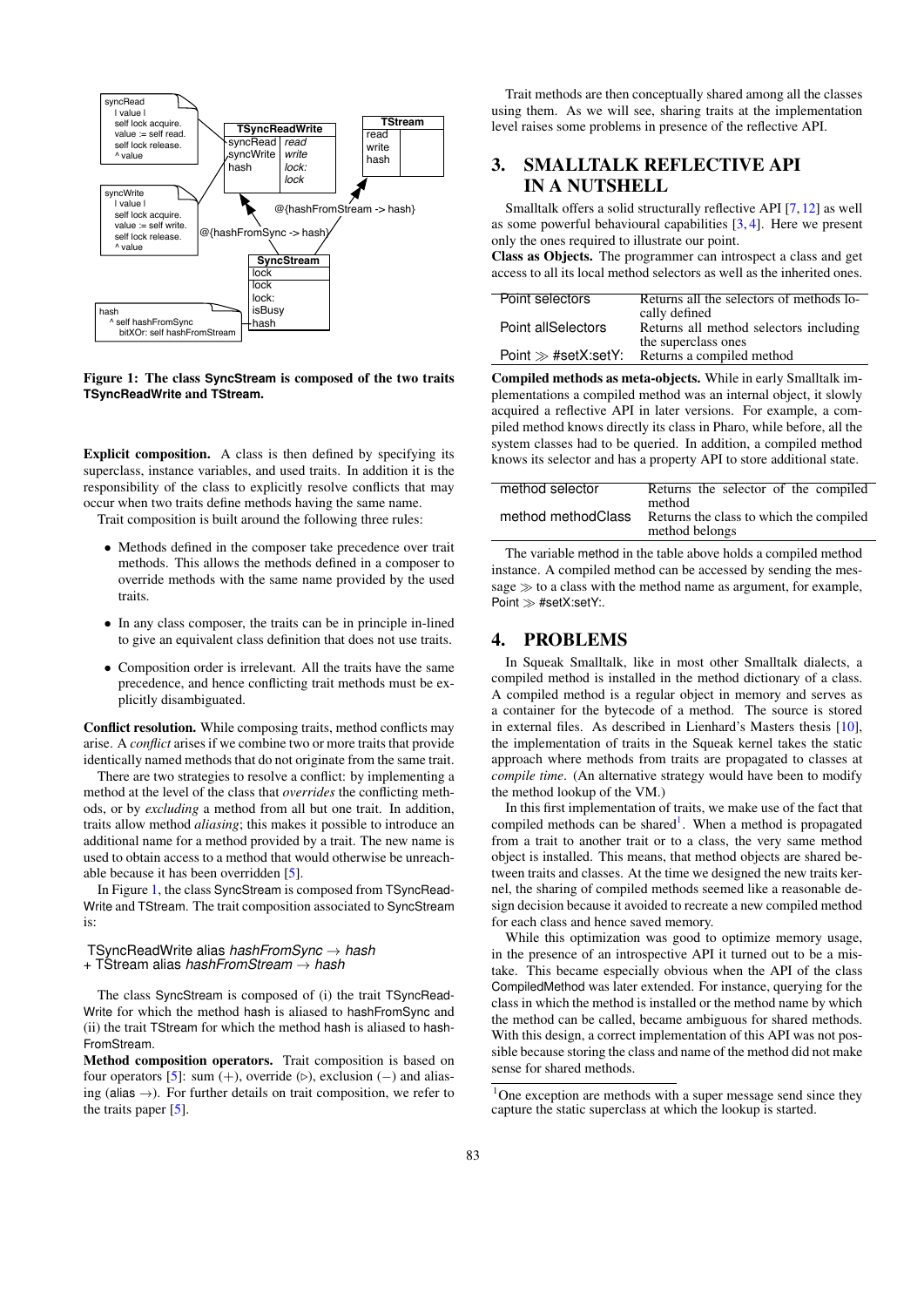**Figure 1: The class SyncStream is composed of the two traits TSyncReadWrite and TStream.**

**Explicit composition.** A class is then defined by specifying its superclass, instance variables, and used traits. In addition it is the responsibility of the class to explicitly resolve conflicts that may occur when two traits define methods having the same name.

Trait composition is built around the following three rules:

- Methods defined in the composer take precedence over trait methods. This allows the methods defined in a composer to override methods with the same name provided by the used traits.
- In any class composer, the traits can be in principle in-lined to give an equivalent class definition that does not use traits.
- Composition order is irrelevant. All the traits have the same precedence, and hence conflicting trait methods must be explicitly disambiguated.

**Conflict resolution.** While composing traits, method conflicts may arise. A *conflict* arises if we combine two or more traits that provide identically named methods that do not originate from the same trait.

There are two strategies to resolve a conflict: by implementing a method at the level of the class that *overrides* the conflicting methods, or by *excluding* a method from all but one trait. In addition, traits allow method *aliasing*; this makes it possible to introduce an additional name for a method provided by a trait. The new name is used to obtain access to a method that would otherwise be unreachable because it has been overridden [5].

In Figure 1, the class SyncStream is composed from TSyncReadWrite and TStream. The trait composition associated to SyncStream is:

TSyncReadWrite alias *hashFromSync* → *hash*
\+ TStream alias *hashFromStream* → *hash*

The class SyncStream is composed of (i) the trait TSyncReadWrite for which the method hash is aliased to hashFromSync and (ii) the trait TStream for which the method hash is aliased to hashFromStream.

**Method composition operators.** Trait composition is based on four operators [5]: sum (+), override (▷), exclusion (−) and aliasing (alias →). For further details on trait composition, we refer to the traits paper [5].

Trait methods are then conceptually shared among all the classes using them. As we will see, sharing traits at the implementation level raises some problems in presence of the reflective API.

## 3. SMALLTALK REFLECTIVE API IN A NUTSHELL

Smalltalk offers a solid structurally reflective API [7, 12] as well as some powerful behavioural capabilities [3, 4]. Here we present only the ones required to illustrate our point.

**Class as Objects.** The programmer can introspect a class and get access to all its local method selectors as well as the inherited ones.

| | |
|---|---|
| Point selectors | Returns all the selectors of methods locally defined |
| Point allSelectors | Returns all method selectors including the superclass ones |
| Point ≫ #setX:setY: | Returns a compiled method |

**Compiled methods as meta-objects.** While in early Smalltalk implementations a compiled method was an internal object, it slowly acquired a reflective API in later versions. For example, a compiled method knows directly its class in Pharo, while before, all the system classes had to be queried. In addition, a compiled method knows its selector and has a property API to store additional state.

| | |
|---|---|
| method selector | Returns the selector of the compiled method |
| method methodClass | Returns the class to which the compiled method belongs |

The variable method in the table above holds a compiled method instance. A compiled method can be accessed by sending the message ≫ to a class with the method name as argument, for example, Point ≫ #setX:setY:.

## 4. PROBLEMS

In Squeak Smalltalk, like in most other Smalltalk dialects, a compiled method is installed in the method dictionary of a class. A compiled method is a regular object in memory and serves as a container for the bytecode of a method. The source is stored in external files. As described in Lienhard's Masters thesis [10], the implementation of traits in the Squeak kernel takes the static approach where methods from traits are propagated to classes at *compile time*. (An alternative strategy would have been to modify the method lookup of the VM.)

In this first implementation of traits, we make use of the fact that compiled methods can be shared[1]. When a method is propagated from a trait to another trait or to a class, the very same method object is installed. This means, that method objects are shared between traits and classes. At the time we designed the new traits kernel, the sharing of compiled methods seemed like a reasonable design decision because it avoided to recreate a new compiled method for each class and hence saved memory.

While this optimization was good to optimize memory usage, in the presence of an introspective API it turned out to be a mistake. This became especially obvious when the API of the class CompiledMethod was later extended. For instance, querying for the class in which the method is installed or the method name by which the method can be called, became ambiguous for shared methods. With this design, a correct implementation of this API was not possible because storing the class and name of the method did not make sense for shared methods.

[1]One exception are methods with a super message send since they capture the static superclass at which the lookup is started.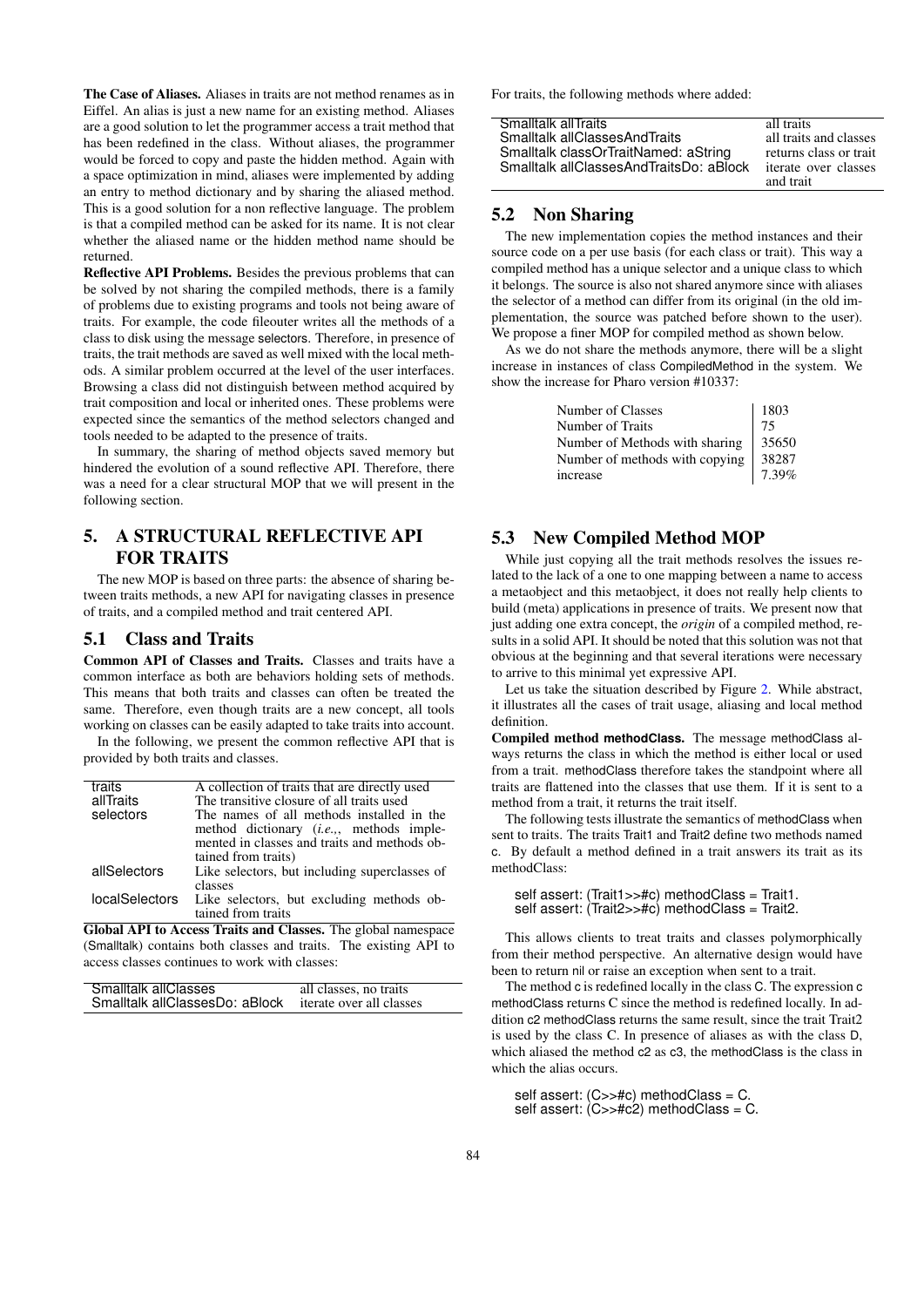**The Case of Aliases.** Aliases in traits are not method renames as in Eiffel. An alias is just a new name for an existing method. Aliases are a good solution to let the programmer access a trait method that has been redefined in the class. Without aliases, the programmer would be forced to copy and paste the hidden method. Again with a space optimization in mind, aliases were implemented by adding an entry to method dictionary and by sharing the aliased method. This is a good solution for a non reflective language. The problem is that a compiled method can be asked for its name. It is not clear whether the aliased name or the hidden method name should be returned.

**Reflective API Problems.** Besides the previous problems that can be solved by not sharing the compiled methods, there is a family of problems due to existing programs and tools not being aware of traits. For example, the code fileouter writes all the methods of a class to disk using the message selectors. Therefore, in presence of traits, the trait methods are saved as well mixed with the local methods. A similar problem occurred at the level of the user interfaces. Browsing a class did not distinguish between method acquired by trait composition and local or inherited ones. These problems were expected since the semantics of the method selectors changed and tools needed to be adapted to the presence of traits.

In summary, the sharing of method objects saved memory but hindered the evolution of a sound reflective API. Therefore, there was a need for a clear structural MOP that we will present in the following section.

# 5. A STRUCTURAL REFLECTIVE API FOR TRAITS

The new MOP is based on three parts: the absence of sharing between traits methods, a new API for navigating classes in presence of traits, and a compiled method and trait centered API.

## 5.1 Class and Traits

**Common API of Classes and Traits.** Classes and traits have a common interface as both are behaviors holding sets of methods. This means that both traits and classes can often be treated the same. Therefore, even though traits are a new concept, all tools working on classes can be easily adapted to take traits into account.

In the following, we present the common reflective API that is provided by both traits and classes.

| | |
|---|---|
| traits | A collection of traits that are directly used |
| allTraits | The transitive closure of all traits used |
| selectors | The names of all methods installed in the method dictionary (*i.e.,*, methods implemented in classes and traits and methods obtained from traits) |
| allSelectors | Like selectors, but including superclasses of classes |
| localSelectors | Like selectors, but excluding methods obtained from traits |

**Global API to Access Traits and Classes.** The global namespace (Smalltalk) contains both classes and traits. The existing API to access classes continues to work with classes:

| | |
|---|---|
| Smalltalk allClasses | all classes, no traits |
| Smalltalk allClassesDo: aBlock | iterate over all classes |

For traits, the following methods where added:

| | |
|---|---|
| Smalltalk allTraits | all traits |
| Smalltalk allClassesAndTraits | all traits and classes |
| Smalltalk classOrTraitNamed: aString | returns class or trait |
| Smalltalk allClassesAndTraitsDo: aBlock | iterate over classes and trait |

## 5.2 Non Sharing

The new implementation copies the method instances and their source code on a per use basis (for each class or trait). This way a compiled method has a unique selector and a unique class to which it belongs. The source is also not shared anymore since with aliases the selector of a method can differ from its original (in the old implementation, the source was patched before shown to the user). We propose a finer MOP for compiled method as shown below.

As we do not share the methods anymore, there will be a slight increase in instances of class CompiledMethod in the system. We show the increase for Pharo version #10337:

| | |
|---|---|
| Number of Classes | 1803 |
| Number of Traits | 75 |
| Number of Methods with sharing | 35650 |
| Number of methods with copying | 38287 |
| increase | 7.39% |

## 5.3 New Compiled Method MOP

While just copying all the trait methods resolves the issues related to the lack of a one to one mapping between a name to access a metaobject and this metaobject, it does not really help clients to build (meta) applications in presence of traits. We present now that just adding one extra concept, the *origin* of a compiled method, results in a solid API. It should be noted that this solution was not that obvious at the beginning and that several iterations were necessary to arrive to this minimal yet expressive API.

Let us take the situation described by Figure 2. While abstract, it illustrates all the cases of trait usage, aliasing and local method definition.

**Compiled method methodClass.** The message methodClass always returns the class in which the method is either local or used from a trait. methodClass therefore takes the standpoint where all traits are flattened into the classes that use them. If it is sent to a method from a trait, it returns the trait itself.

The following tests illustrate the semantics of methodClass when sent to traits. The traits Trait1 and Trait2 define two methods named c. By default a method defined in a trait answers its trait as its methodClass:

```
self assert: (Trait1>>#c) methodClass = Trait1.
self assert: (Trait2>>#c) methodClass = Trait2.
```

This allows clients to treat traits and classes polymorphically from their method perspective. An alternative design would have been to return nil or raise an exception when sent to a trait.

The method c is redefined locally in the class C. The expression c methodClass returns C since the method is redefined locally. In addition c2 methodClass returns the same result, since the trait Trait2 is used by the class C. In presence of aliases as with the class D, which aliased the method c2 as c3, the methodClass is the class in which the alias occurs.

```
self assert: (C>>#c) methodClass = C.
self assert: (C>>#c2) methodClass = C.
```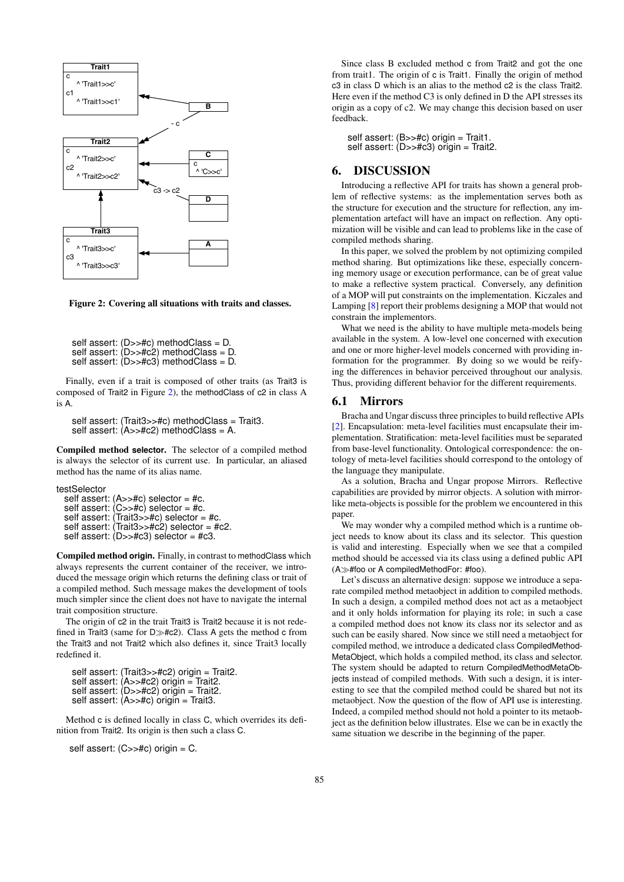Figure 2: Covering all situations with traits and classes.

```
self assert: (D>>#c) methodClass = D.
self assert: (D>>#c2) methodClass = D.
self assert: (D>>#c3) methodClass = D.
```

Finally, even if a trait is composed of other traits (as Trait3 is composed of Trait2 in Figure 2), the methodClass of c2 in class A is A.

```
self assert: (Trait3>>#c) methodClass = Trait3.
self assert: (A>>#c2) methodClass = A.
```

**Compiled method selector.** The selector of a compiled method is always the selector of its current use. In particular, an aliased method has the name of its alias name.

```
testSelector
  self assert: (A>>#c) selector = #c.
  self assert: (C>>#c) selector = #c.
  self assert: (Trait3>>#c) selector = #c.
  self assert: (Trait3>>#c2) selector = #c2.
  self assert: (D>>#c3) selector = #c3.
```

**Compiled method origin.** Finally, in contrast to methodClass which always represents the current container of the receiver, we introduced the message origin which returns the defining class or trait of a compiled method. Such message makes the development of tools much simpler since the client does not have to navigate the internal trait composition structure.

The origin of c2 in the trait Trait3 is Trait2 because it is not redefined in Trait3 (same for D≫#c2). Class A gets the method c from the Trait3 and not Trait2 which also defines it, since Trait3 locally redefined it.

```
self assert: (Trait3>>#c2) origin = Trait2.
self assert: (A>>#c2) origin = Trait2.
self assert: (D>>#c2) origin = Trait2.
self assert: (A>>#c) origin = Trait3.
```

Method c is defined locally in class C, which overrides its definition from Trait2. Its origin is then such a class C.

```
self assert: (C>>#c) origin = C.
```

Since class B excluded method c from Trait2 and got the one from trait1. The origin of c is Trait1. Finally the origin of method c3 in class D which is an alias to the method c2 is the class Trait2. Here even if the method C3 is only defined in D the API stresses its origin as a copy of c2. We may change this decision based on user feedback.

```
self assert: (B>>#c) origin = Trait1.
self assert: (D>>#c3) origin = Trait2.
```

## 6. DISCUSSION

Introducing a reflective API for traits has shown a general problem of reflective systems: as the implementation serves both as the structure for execution and the structure for reflection, any implementation artefact will have an impact on reflection. Any optimization will be visible and can lead to problems like in the case of compiled methods sharing.

In this paper, we solved the problem by not optimizing compiled method sharing. But optimizations like these, especially concerning memory usage or execution performance, can be of great value to make a reflective system practical. Conversely, any definition of a MOP will put constraints on the implementation. Kiczales and Lamping [8] report their problems designing a MOP that would not constrain the implementors.

What we need is the ability to have multiple meta-models being available in the system. A low-level one concerned with execution and one or more higher-level models concerned with providing information for the programmer. By doing so we would be reifying the differences in behavior perceived throughout our analysis. Thus, providing different behavior for the different requirements.

### 6.1 Mirrors

Bracha and Ungar discuss three principles to build reflective APIs [2]. Encapsulation: meta-level facilities must encapsulate their implementation. Stratification: meta-level facilities must be separated from base-level functionality. Ontological correspondence: the ontology of meta-level facilities should correspond to the ontology of the language they manipulate.

As a solution, Bracha and Ungar propose Mirrors. Reflective capabilities are provided by mirror objects. A solution with mirror-like meta-objects is possible for the problem we encountered in this paper.

We may wonder why a compiled method which is a runtime object needs to know about its class and its selector. This question is valid and interesting. Especially when we see that a compiled method should be accessed via its class using a defined public API (A≫#foo or A compiledMethodFor: #foo).

Let's discuss an alternative design: suppose we introduce a separate compiled method metaobject in addition to compiled methods. In such a design, a compiled method does not act as a metaobject and it only holds information for playing its role; in such a case a compiled method does not know its class nor its selector and as such can be easily shared. Now since we still need a metaobject for compiled method, we introduce a dedicated class CompiledMethodMetaObject, which holds a compiled method, its class and selector. The system should be adapted to return CompiledMethodMetaObjects instead of compiled methods. With such a design, it is interesting to see that the compiled method could be shared but not its metaobject. Now the question of the flow of API use is interesting. Indeed, a compiled method should not hold a pointer to its metaobject as the definition below illustrates. Else we can be in exactly the same situation we describe in the beginning of the paper.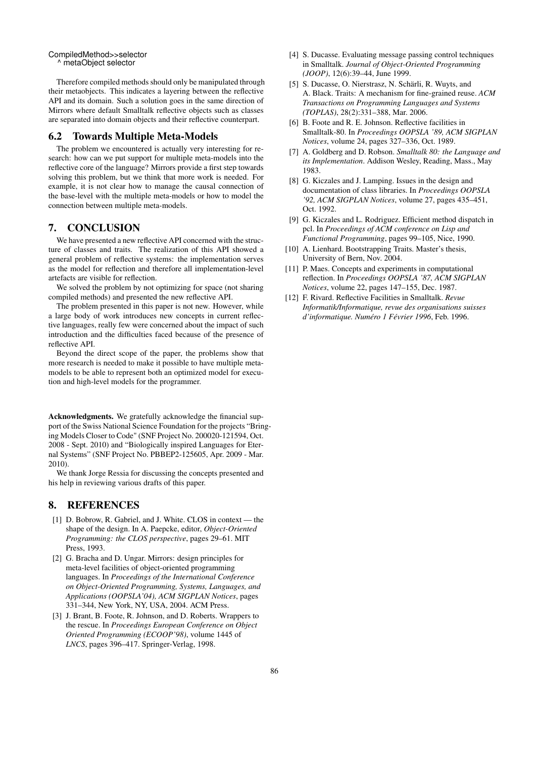```
CompiledMethod>>selector
  ^ metaObject selector
```

Therefore compiled methods should only be manipulated through their metaobjects. This indicates a layering between the reflective API and its domain. Such a solution goes in the same direction of Mirrors where default Smalltalk reflective objects such as classes are separated into domain objects and their reflective counterpart.

## 6.2 Towards Multiple Meta-Models

The problem we encountered is actually very interesting for research: how can we put support for multiple meta-models into the reflective core of the language? Mirrors provide a first step towards solving this problem, but we think that more work is needed. For example, it is not clear how to manage the causal connection of the base-level with the multiple meta-models or how to model the connection between multiple meta-models.

# 7. CONCLUSION

We have presented a new reflective API concerned with the structure of classes and traits. The realization of this API showed a general problem of reflective systems: the implementation serves as the model for reflection and therefore all implementation-level artefacts are visible for reflection.

We solved the problem by not optimizing for space (not sharing compiled methods) and presented the new reflective API.

The problem presented in this paper is not new. However, while a large body of work introduces new concepts in current reflective languages, really few were concerned about the impact of such introduction and the difficulties faced because of the presence of reflective API.

Beyond the direct scope of the paper, the problems show that more research is needed to make it possible to have multiple meta-models to be able to represent both an optimized model for execution and high-level models for the programmer.

**Acknowledgments.** We gratefully acknowledge the financial support of the Swiss National Science Foundation for the projects "Bringing Models Closer to Code" (SNF Project No. 200020-121594, Oct. 2008 - Sept. 2010) and "Biologically inspired Languages for Eternal Systems" (SNF Project No. PBBEP2-125605, Apr. 2009 - Mar. 2010).

We thank Jorge Ressia for discussing the concepts presented and his help in reviewing various drafts of this paper.

# 8. REFERENCES

[1] D. Bobrow, R. Gabriel, and J. White. CLOS in context — the shape of the design. In A. Paepcke, editor, *Object-Oriented Programming: the CLOS perspective*, pages 29–61. MIT Press, 1993.

[2] G. Bracha and D. Ungar. Mirrors: design principles for meta-level facilities of object-oriented programming languages. In *Proceedings of the International Conference on Object-Oriented Programming, Systems, Languages, and Applications (OOPSLA'04), ACM SIGPLAN Notices*, pages 331–344, New York, NY, USA, 2004. ACM Press.

[3] J. Brant, B. Foote, R. Johnson, and D. Roberts. Wrappers to the rescue. In *Proceedings European Conference on Object Oriented Programming (ECOOP'98)*, volume 1445 of *LNCS*, pages 396–417. Springer-Verlag, 1998.

[4] S. Ducasse. Evaluating message passing control techniques in Smalltalk. *Journal of Object-Oriented Programming (JOOP)*, 12(6):39–44, June 1999.

[5] S. Ducasse, O. Nierstrasz, N. Schärli, R. Wuyts, and A. Black. Traits: A mechanism for fine-grained reuse. *ACM Transactions on Programming Languages and Systems (TOPLAS)*, 28(2):331–388, Mar. 2006.

[6] B. Foote and R. E. Johnson. Reflective facilities in Smalltalk-80. In *Proceedings OOPSLA '89, ACM SIGPLAN Notices*, volume 24, pages 327–336, Oct. 1989.

[7] A. Goldberg and D. Robson. *Smalltalk 80: the Language and its Implementation*. Addison Wesley, Reading, Mass., May 1983.

[8] G. Kiczales and J. Lamping. Issues in the design and documentation of class libraries. In *Proceedings OOPSLA '92, ACM SIGPLAN Notices*, volume 27, pages 435–451, Oct. 1992.

[9] G. Kiczales and L. Rodriguez. Efficient method dispatch in pcl. In *Proceedings of ACM conference on Lisp and Functional Programming*, pages 99–105, Nice, 1990.

[10] A. Lienhard. Bootstrapping Traits. Master's thesis, University of Bern, Nov. 2004.

[11] P. Maes. Concepts and experiments in computational reflection. In *Proceedings OOPSLA '87, ACM SIGPLAN Notices*, volume 22, pages 147–155, Dec. 1987.

[12] F. Rivard. Reflective Facilities in Smalltalk. *Revue Informatik/Informatique, revue des organisations suisses d'informatique. Numéro 1 Février 1996*, Feb. 1996.